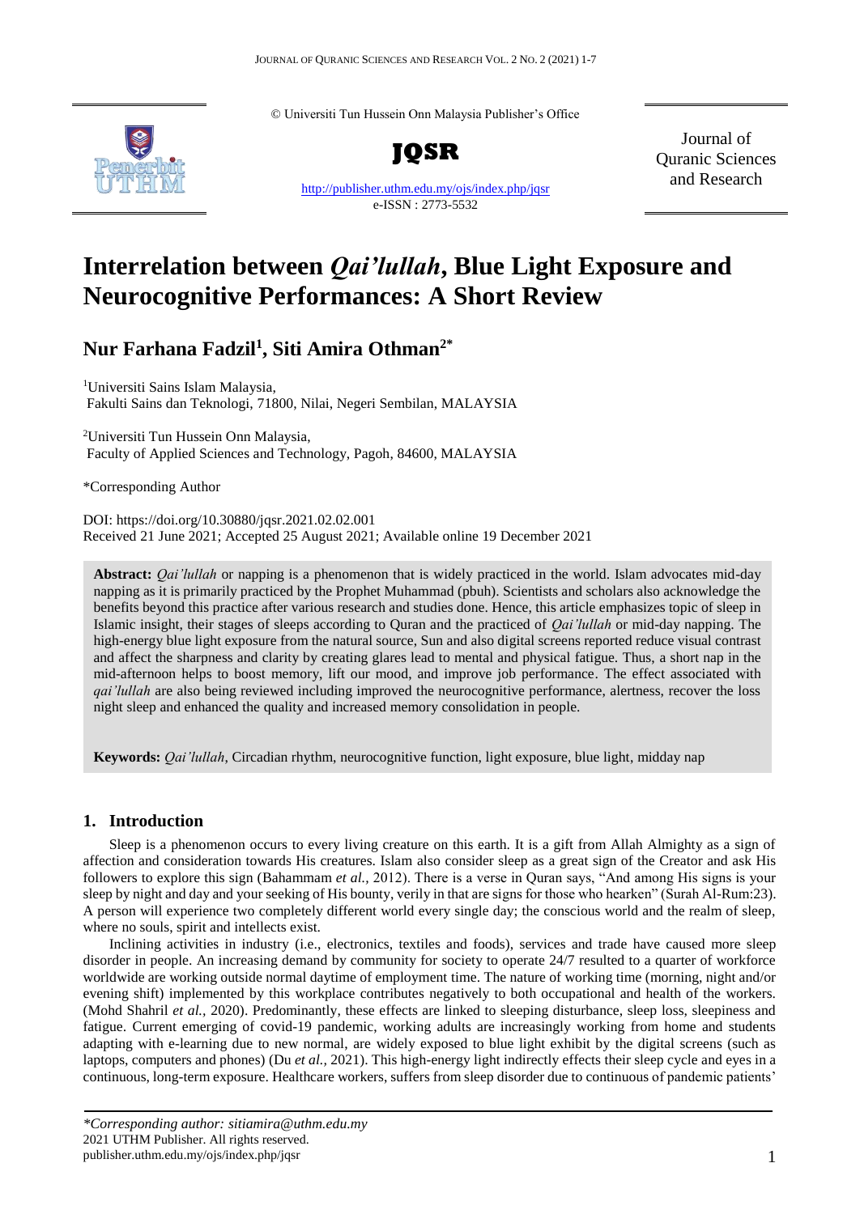© Universiti Tun Hussein Onn Malaysia Publisher's Office

**JQSR**

http://publisher.uthm.edu.my/ojs/index.php/jqsr

e-ISSN : 2773-5532

Journal of Quranic Sciences and Research

# Interrelation between *Qai'lullah*, Blue Light Exposure and Neurocognitive Performances: A Short Review

## Nur Farhana Fadzil[1], Siti Amira Othman[2*]

[1]Universiti Sains Islam Malaysia, Fakulti Sains dan Teknologi, 71800, Nilai, Negeri Sembilan, MALAYSIA

[2]Universiti Tun Hussein Onn Malaysia, Faculty of Applied Sciences and Technology, Pagoh, 84600, MALAYSIA

*Corresponding Author

DOI: https://doi.org/10.30880/jqsr.2021.02.02.001

Received 21 June 2021; Accepted 25 August 2021; Available online 19 December 2021

**Abstract:** *Qai'lullah* or napping is a phenomenon that is widely practiced in the world. Islam advocates mid-day napping as it is primarily practiced by the Prophet Muhammad (pbuh). Scientists and scholars also acknowledge the benefits beyond this practice after various research and studies done. Hence, this article emphasizes topic of sleep in Islamic insight, their stages of sleeps according to Quran and the practiced of *Qai'lullah* or mid-day napping. The high-energy blue light exposure from the natural source, Sun and also digital screens reported reduce visual contrast and affect the sharpness and clarity by creating glares lead to mental and physical fatigue. Thus, a short nap in the mid-afternoon helps to boost memory, lift our mood, and improve job performance. The effect associated with *qai'lullah* are also being reviewed including improved the neurocognitive performance, alertness, recover the loss night sleep and enhanced the quality and increased memory consolidation in people.

**Keywords:** *Qai'lullah*, Circadian rhythm, neurocognitive function, light exposure, blue light, midday nap

## 1. Introduction

Sleep is a phenomenon occurs to every living creature on this earth. It is a gift from Allah Almighty as a sign of affection and consideration towards His creatures. Islam also consider sleep as a great sign of the Creator and ask His followers to explore this sign (Bahammam *et al.,* 2012). There is a verse in Quran says, "And among His signs is your sleep by night and day and your seeking of His bounty, verily in that are signs for those who hearken" (Surah Al-Rum:23). A person will experience two completely different world every single day; the conscious world and the realm of sleep, where no souls, spirit and intellects exist.

Inclining activities in industry (i.e., electronics, textiles and foods), services and trade have caused more sleep disorder in people. An increasing demand by community for society to operate 24/7 resulted to a quarter of workforce worldwide are working outside normal daytime of employment time. The nature of working time (morning, night and/or evening shift) implemented by this workplace contributes negatively to both occupational and health of the workers. (Mohd Shahril *et al.,* 2020). Predominantly, these effects are linked to sleeping disturbance, sleep loss, sleepiness and fatigue. Current emerging of covid-19 pandemic, working adults are increasingly working from home and students adapting with e-learning due to new normal, are widely exposed to blue light exhibit by the digital screens (such as laptops, computers and phones) (Du *et al.,* 2021). This high-energy light indirectly effects their sleep cycle and eyes in a continuous, long-term exposure. Healthcare workers, suffers from sleep disorder due to continuous of pandemic patients'

*Corresponding author: sitiamira@uthm.edu.my

2021 UTHM Publisher. All rights reserved.

publisher.uthm.edu.my/ojs/index.php/jqsr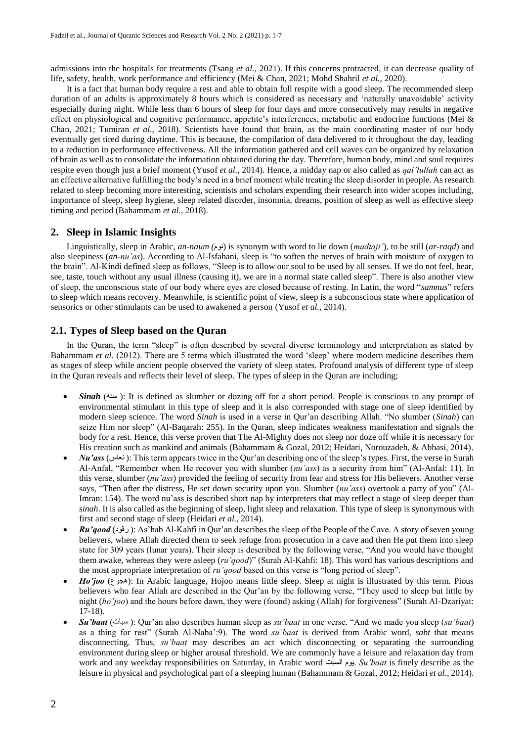admissions into the hospitals for treatments (Tsang *et al.,* 2021). If this concerns protracted, it can decrease quality of life, safety, health, work performance and efficiency (Mei & Chan, 2021; Mohd Shahril *et al.,* 2020).

It is a fact that human body require a rest and able to obtain full respite with a good sleep. The recommended sleep duration of an adults is approximately 8 hours which is considered as necessary and 'naturally unavoidable' activity especially during night. While less than 6 hours of sleep for four days and more consecutively may results in negative effect on physiological and cognitive performance, appetite's interferences, metabolic and endocrine functions (Mei & Chan, 2021; Tumiran *et al.,* 2018). Scientists have found that brain, as the main coordinating master of our body eventually get tired during daytime. This is because, the compilation of data delivered to it throughout the day, leading to a reduction in performance effectiveness. All the information gathered and cell waves can be organized by relaxation of brain as well as to consolidate the information obtained during the day. Therefore, human body, mind and soul requires respite even though just a brief moment (Yusof *et al.,* 2014). Hence, a midday nap or also called as *qai'lullah* can act as an effective alternative fulfilling the body's need in a brief moment while treating the sleep disorder in people. As research related to sleep becoming more interesting, scientists and scholars expending their research into wider scopes including, importance of sleep, sleep hygiene, sleep related disorder, insomnia, dreams, position of sleep as well as effective sleep timing and period (Bahammam *et al.,* 2018).

## 2. Sleep in Islamic Insights

Linguistically, sleep in Arabic, *an-naum (*نوم) is synonym with word to lie down (*mudtaji'*), to be still (*ar-raqd*) and also sleepiness (*an-nu'as*). According to Al-Isfahani, sleep is "to soften the nerves of brain with moisture of oxygen to the brain". Al-Kindi defined sleep as follows, "Sleep is to allow our soul to be used by all senses. If we do not feel, hear, see, taste, touch without any usual illness (causing it), we are in a normal state called sleep". There is also another view of sleep, the unconscious state of our body where eyes are closed because of resting. In Latin, the word "*samnus*" refers to sleep which means recovery. Meanwhile, is scientific point of view, sleep is a subconscious state where application of sensorics or other stimulants can be used to awakened a person (Yusof *et al.,* 2014).

### 2.1. Types of Sleep based on the Quran

In the Quran, the term "sleep" is often described by several diverse terminology and interpretation as stated by Bahammam *et al.* (2012). There are 5 terms which illustrated the word 'sleep' where modern medicine describes them as stages of sleep while ancient people observed the variety of sleep states. Profound analysis of different type of sleep in the Quran reveals and reflects their level of sleep. The types of sleep in the Quran are including;

- ***Sinah*** (سنه ): It is defined as slumber or dozing off for a short period. People is conscious to any prompt of environmental stimulant in this type of sleep and it is also corresponded with stage one of sleep identified by modern sleep science. The word *Sinah* is used in a verse in Qur'an describing Allah. "No slumber (*Sinah*) can seize Him nor sleep" (Al-Baqarah: 255). In the Quran, sleep indicates weakness manifestation and signals the body for a rest. Hence, this verse proven that The Al-Mighty does not sleep nor doze off while it is necessary for His creation such as mankind and animals (Bahammam & Gozal, 2012; Heidari, Norouzadeh, & Abbasi, 2014).
- ***Nu'ass*** (نعاس): This term appears twice in the Qur'an describing one of the sleep's types. First, the verse in Surah Al-Anfal, "Remember when He recover you with slumber (*nu'ass*) as a security from him" (Al-Anfal: 11). In this verse, slumber (*nu'ass*) provided the feeling of security from fear and stress for His believers. Another verse says, "Then after the distress, He set down security upon you. Slumber (*nu'ass*) overtook a party of you" (Al-Imran: 154). The word nu'ass is described short nap by interpreters that may reflect a stage of sleep deeper than *sinah*. It is also called as the beginning of sleep, light sleep and relaxation. This type of sleep is synonymous with first and second stage of sleep (Heidari *et al.,* 2014).
- ***Ru'qood*** (رقود ): As'hab Al-Kahfi in Qur'an describes the sleep of the People of the Cave. A story of seven young believers, where Allah directed them to seek refuge from prosecution in a cave and then He put them into sleep state for 309 years (lunar years). Their sleep is described by the following verse, "And you would have thought them awake, whereas they were asleep (*ru'qood*)" (Surah Al-Kahfi: 18). This word has various descriptions and the most appropriate interpretation of *ru'qood* based on this verse is "long period of sleep".
- ***Ho'joo*** (هجوع): In Arabic language, Hojoo means little sleep. Sleep at night is illustrated by this term. Pious believers who fear Allah are described in the Qur'an by the following verse, "They used to sleep but little by night (*ho'joo*) and the hours before dawn, they were (found) asking (Allah) for forgiveness" (Surah Al-Dzariyat: 17-18).
- ***Su'baat*** (سبات ): Qur'an also describes human sleep as *su'baat* in one verse. "And we made you sleep (*su'baat*) as a thing for rest" (Surah Al-Naba':9). The word *su'baat* is derived from Arabic word, *sabt* that means disconnecting. Thus, *su'baat* may describes an act which disconnecting or separating the surrounding environment during sleep or higher arousal threshold. We are commonly have a leisure and relaxation day from work and any weekday responsibilities on Saturday, in Arabic word يوم السبت. *Su'baat* is finely describe as the leisure in physical and psychological part of a sleeping human (Bahammam & Gozal, 2012; Heidari *et al.,* 2014).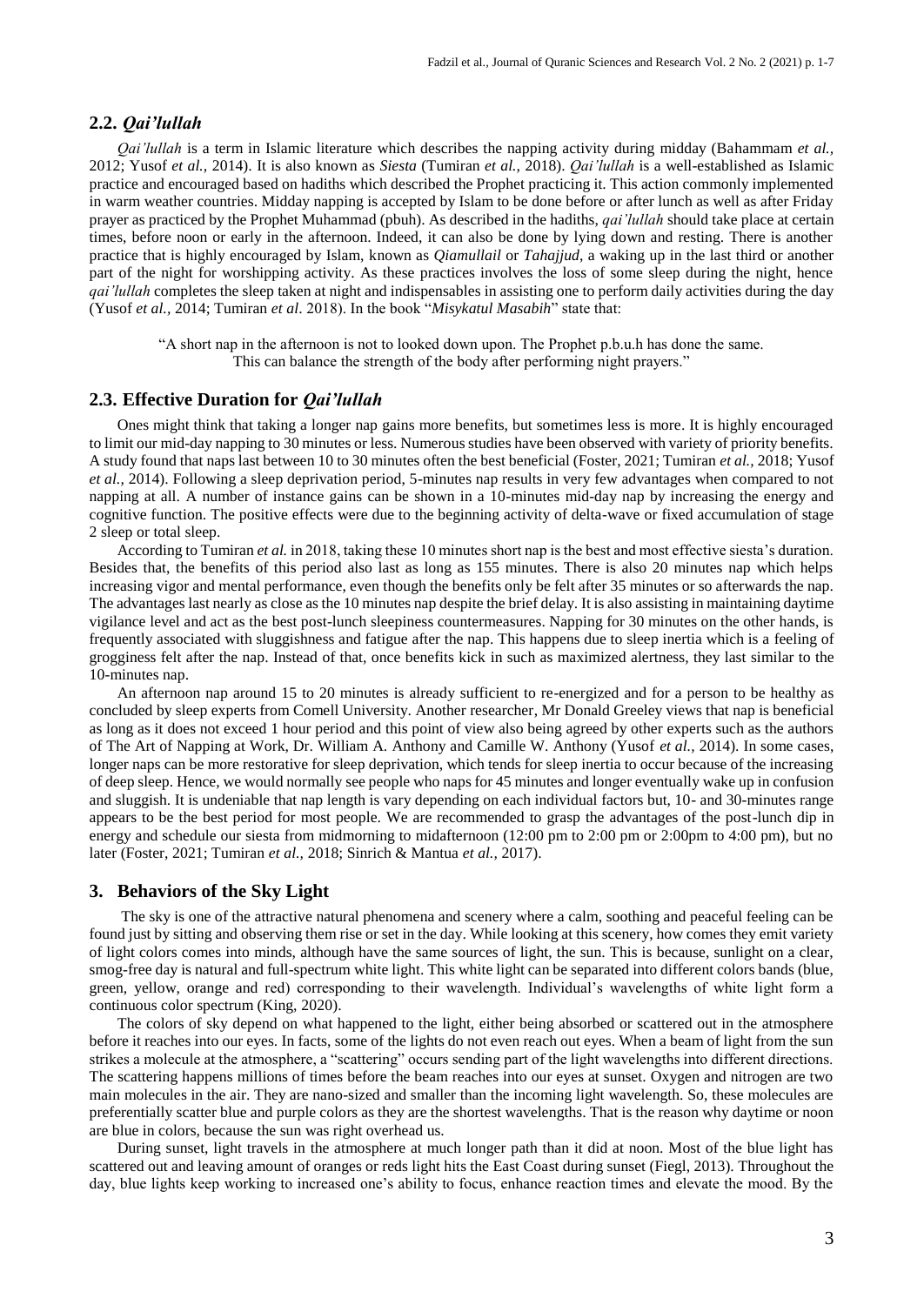## 2.2. *Qai'lullah*

*Qai'lullah* is a term in Islamic literature which describes the napping activity during midday (Bahammam *et al.,* 2012; Yusof *et al.,* 2014). It is also known as *Siesta* (Tumiran *et al.,* 2018). *Qai'lullah* is a well-established as Islamic practice and encouraged based on hadiths which described the Prophet practicing it. This action commonly implemented in warm weather countries. Midday napping is accepted by Islam to be done before or after lunch as well as after Friday prayer as practiced by the Prophet Muhammad (pbuh). As described in the hadiths, *qai'lullah* should take place at certain times, before noon or early in the afternoon. Indeed, it can also be done by lying down and resting. There is another practice that is highly encouraged by Islam, known as *Qiamullail* or *Tahajjud*, a waking up in the last third or another part of the night for worshipping activity. As these practices involves the loss of some sleep during the night, hence *qai'lullah* completes the sleep taken at night and indispensables in assisting one to perform daily activities during the day (Yusof *et al.,* 2014; Tumiran *et al*. 2018). In the book "*Misykatul Masabih*" state that:

> "A short nap in the afternoon is not to looked down upon. The Prophet p.b.u.h has done the same. This can balance the strength of the body after performing night prayers."

## 2.3. Effective Duration for *Qai'lullah*

Ones might think that taking a longer nap gains more benefits, but sometimes less is more. It is highly encouraged to limit our mid-day napping to 30 minutes or less. Numerous studies have been observed with variety of priority benefits. A study found that naps last between 10 to 30 minutes often the best beneficial (Foster, 2021; Tumiran *et al.,* 2018; Yusof *et al.,* 2014). Following a sleep deprivation period, 5-minutes nap results in very few advantages when compared to not napping at all. A number of instance gains can be shown in a 10-minutes mid-day nap by increasing the energy and cognitive function. The positive effects were due to the beginning activity of delta-wave or fixed accumulation of stage 2 sleep or total sleep.

According to Tumiran *et al.* in 2018, taking these 10 minutes short nap is the best and most effective siesta's duration. Besides that, the benefits of this period also last as long as 155 minutes. There is also 20 minutes nap which helps increasing vigor and mental performance, even though the benefits only be felt after 35 minutes or so afterwards the nap. The advantages last nearly as close as the 10 minutes nap despite the brief delay. It is also assisting in maintaining daytime vigilance level and act as the best post-lunch sleepiness countermeasures. Napping for 30 minutes on the other hands, is frequently associated with sluggishness and fatigue after the nap. This happens due to sleep inertia which is a feeling of grogginess felt after the nap. Instead of that, once benefits kick in such as maximized alertness, they last similar to the 10-minutes nap.

An afternoon nap around 15 to 20 minutes is already sufficient to re-energized and for a person to be healthy as concluded by sleep experts from Comell University. Another researcher, Mr Donald Greeley views that nap is beneficial as long as it does not exceed 1 hour period and this point of view also being agreed by other experts such as the authors of The Art of Napping at Work, Dr. William A. Anthony and Camille W. Anthony (Yusof *et al.,* 2014). In some cases, longer naps can be more restorative for sleep deprivation, which tends for sleep inertia to occur because of the increasing of deep sleep. Hence, we would normally see people who naps for 45 minutes and longer eventually wake up in confusion and sluggish. It is undeniable that nap length is vary depending on each individual factors but, 10- and 30-minutes range appears to be the best period for most people. We are recommended to grasp the advantages of the post-lunch dip in energy and schedule our siesta from midmorning to midafternoon (12:00 pm to 2:00 pm or 2:00pm to 4:00 pm), but no later (Foster, 2021; Tumiran *et al.,* 2018; Sinrich & Mantua *et al.,* 2017).

# 3. Behaviors of the Sky Light

The sky is one of the attractive natural phenomena and scenery where a calm, soothing and peaceful feeling can be found just by sitting and observing them rise or set in the day. While looking at this scenery, how comes they emit variety of light colors comes into minds, although have the same sources of light, the sun. This is because, sunlight on a clear, smog-free day is natural and full-spectrum white light. This white light can be separated into different colors bands (blue, green, yellow, orange and red) corresponding to their wavelength. Individual's wavelengths of white light form a continuous color spectrum (King, 2020).

The colors of sky depend on what happened to the light, either being absorbed or scattered out in the atmosphere before it reaches into our eyes. In facts, some of the lights do not even reach out eyes. When a beam of light from the sun strikes a molecule at the atmosphere, a "scattering" occurs sending part of the light wavelengths into different directions. The scattering happens millions of times before the beam reaches into our eyes at sunset. Oxygen and nitrogen are two main molecules in the air. They are nano-sized and smaller than the incoming light wavelength. So, these molecules are preferentially scatter blue and purple colors as they are the shortest wavelengths. That is the reason why daytime or noon are blue in colors, because the sun was right overhead us.

During sunset, light travels in the atmosphere at much longer path than it did at noon. Most of the blue light has scattered out and leaving amount of oranges or reds light hits the East Coast during sunset (Fiegl, 2013). Throughout the day, blue lights keep working to increased one's ability to focus, enhance reaction times and elevate the mood. By the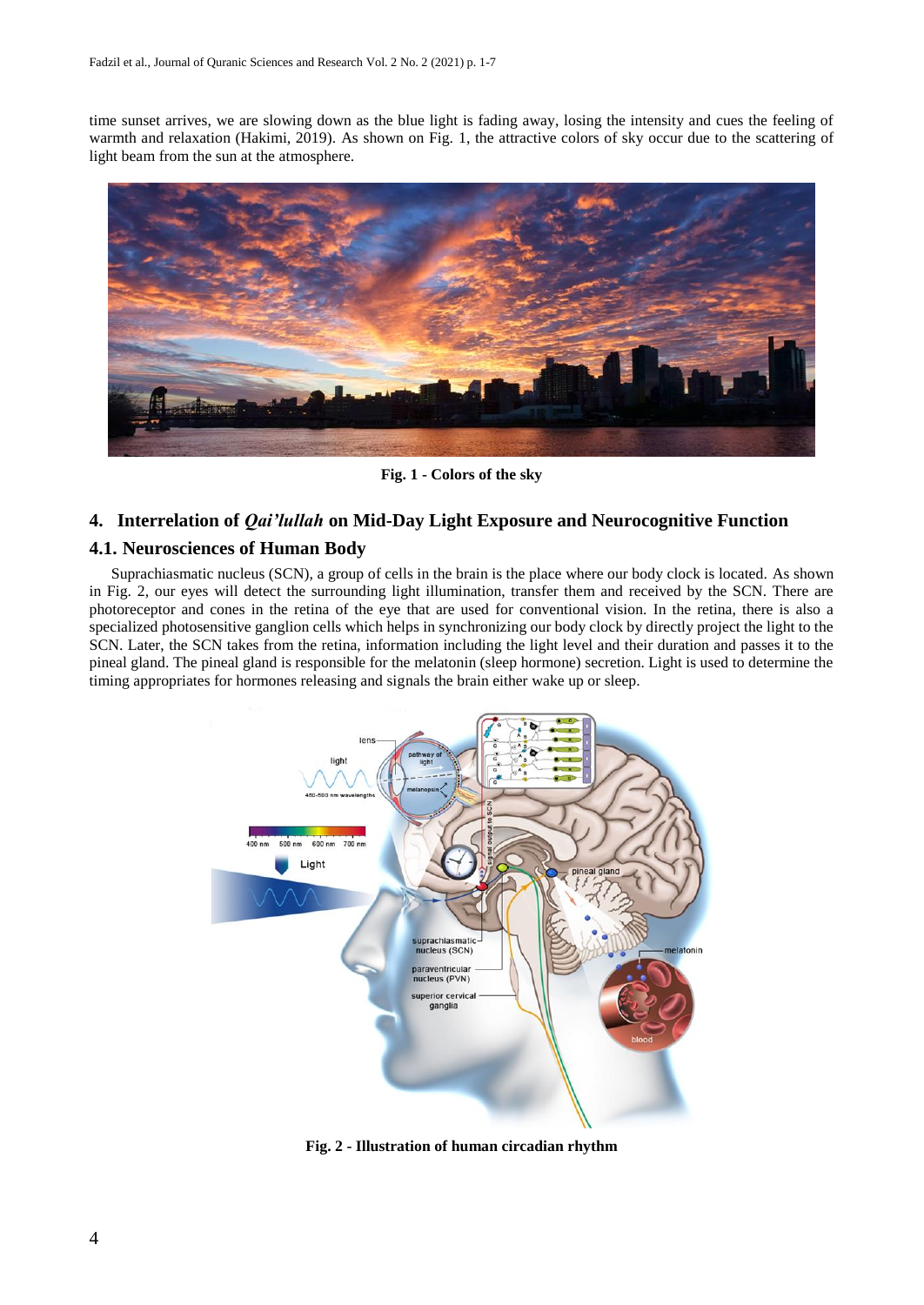time sunset arrives, we are slowing down as the blue light is fading away, losing the intensity and cues the feeling of warmth and relaxation (Hakimi, 2019). As shown on Fig. 1, the attractive colors of sky occur due to the scattering of light beam from the sun at the atmosphere.

**Fig. 1 - Colors of the sky**

## 4. Interrelation of *Qai'lullah* on Mid-Day Light Exposure and Neurocognitive Function

### 4.1. Neurosciences of Human Body

Suprachiasmatic nucleus (SCN), a group of cells in the brain is the place where our body clock is located. As shown in Fig. 2, our eyes will detect the surrounding light illumination, transfer them and received by the SCN. There are photoreceptor and cones in the retina of the eye that are used for conventional vision. In the retina, there is also a specialized photosensitive ganglion cells which helps in synchronizing our body clock by directly project the light to the SCN. Later, the SCN takes from the retina, information including the light level and their duration and passes it to the pineal gland. The pineal gland is responsible for the melatonin (sleep hormone) secretion. Light is used to determine the timing appropriates for hormones releasing and signals the brain either wake up or sleep.

**Fig. 2 - Illustration of human circadian rhythm**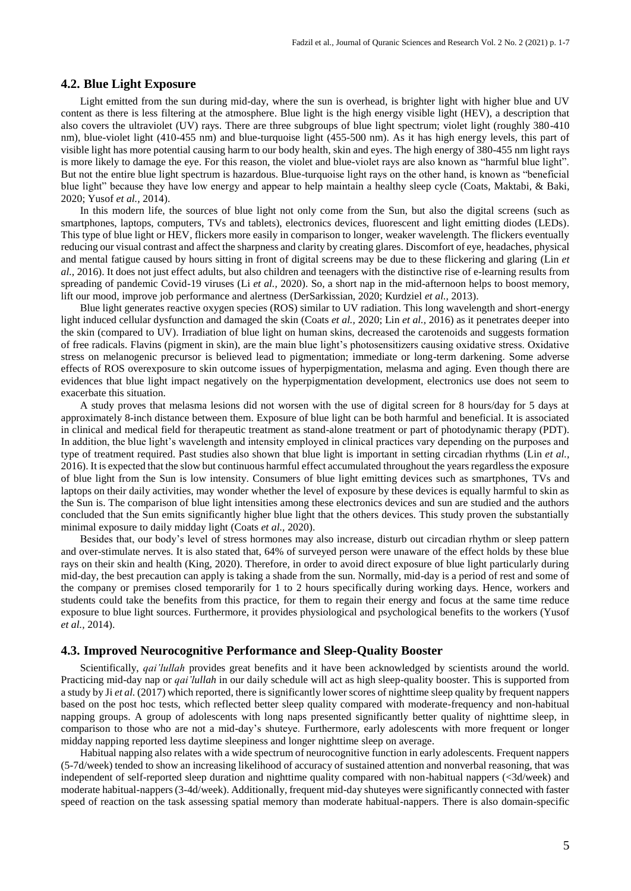## 4.2. Blue Light Exposure

Light emitted from the sun during mid-day, where the sun is overhead, is brighter light with higher blue and UV content as there is less filtering at the atmosphere. Blue light is the high energy visible light (HEV), a description that also covers the ultraviolet (UV) rays. There are three subgroups of blue light spectrum; violet light (roughly 380-410 nm), blue-violet light (410-455 nm) and blue-turquoise light (455-500 nm). As it has high energy levels, this part of visible light has more potential causing harm to our body health, skin and eyes. The high energy of 380-455 nm light rays is more likely to damage the eye. For this reason, the violet and blue-violet rays are also known as "harmful blue light". But not the entire blue light spectrum is hazardous. Blue-turquoise light rays on the other hand, is known as "beneficial blue light" because they have low energy and appear to help maintain a healthy sleep cycle (Coats, Maktabi, & Baki, 2020; Yusof *et al.,* 2014).

In this modern life, the sources of blue light not only come from the Sun, but also the digital screens (such as smartphones, laptops, computers, TVs and tablets), electronics devices, fluorescent and light emitting diodes (LEDs). This type of blue light or HEV, flickers more easily in comparison to longer, weaker wavelength. The flickers eventually reducing our visual contrast and affect the sharpness and clarity by creating glares. Discomfort of eye, headaches, physical and mental fatigue caused by hours sitting in front of digital screens may be due to these flickering and glaring (Lin *et al.,* 2016). It does not just effect adults, but also children and teenagers with the distinctive rise of e-learning results from spreading of pandemic Covid-19 viruses (Li *et al.,* 2020). So, a short nap in the mid-afternoon helps to boost memory, lift our mood, improve job performance and alertness (DerSarkissian, 2020; Kurdziel *et al.,* 2013).

Blue light generates reactive oxygen species (ROS) similar to UV radiation. This long wavelength and short-energy light induced cellular dysfunction and damaged the skin (Coats *et al.,* 2020; Lin *et al.,* 2016) as it penetrates deeper into the skin (compared to UV). Irradiation of blue light on human skins, decreased the carotenoids and suggests formation of free radicals. Flavins (pigment in skin), are the main blue light's photosensitizers causing oxidative stress. Oxidative stress on melanogenic precursor is believed lead to pigmentation; immediate or long-term darkening. Some adverse effects of ROS overexposure to skin outcome issues of hyperpigmentation, melasma and aging. Even though there are evidences that blue light impact negatively on the hyperpigmentation development, electronics use does not seem to exacerbate this situation.

A study proves that melasma lesions did not worsen with the use of digital screen for 8 hours/day for 5 days at approximately 8-inch distance between them. Exposure of blue light can be both harmful and beneficial. It is associated in clinical and medical field for therapeutic treatment as stand-alone treatment or part of photodynamic therapy (PDT). In addition, the blue light's wavelength and intensity employed in clinical practices vary depending on the purposes and type of treatment required. Past studies also shown that blue light is important in setting circadian rhythms (Lin *et al.,* 2016). It is expected that the slow but continuous harmful effect accumulated throughout the years regardless the exposure of blue light from the Sun is low intensity. Consumers of blue light emitting devices such as smartphones, TVs and laptops on their daily activities, may wonder whether the level of exposure by these devices is equally harmful to skin as the Sun is. The comparison of blue light intensities among these electronics devices and sun are studied and the authors concluded that the Sun emits significantly higher blue light that the others devices. This study proven the substantially minimal exposure to daily midday light (Coats *et al.,* 2020).

Besides that, our body's level of stress hormones may also increase, disturb out circadian rhythm or sleep pattern and over-stimulate nerves. It is also stated that, 64% of surveyed person were unaware of the effect holds by these blue rays on their skin and health (King, 2020). Therefore, in order to avoid direct exposure of blue light particularly during mid-day, the best precaution can apply is taking a shade from the sun. Normally, mid-day is a period of rest and some of the company or premises closed temporarily for 1 to 2 hours specifically during working days. Hence, workers and students could take the benefits from this practice, for them to regain their energy and focus at the same time reduce exposure to blue light sources. Furthermore, it provides physiological and psychological benefits to the workers (Yusof *et al.,* 2014).

## 4.3. Improved Neurocognitive Performance and Sleep-Quality Booster

Scientifically, *qai'lullah* provides great benefits and it have been acknowledged by scientists around the world. Practicing mid-day nap or *qai'lullah* in our daily schedule will act as high sleep-quality booster. This is supported from a study by Ji *et al.* (2017) which reported, there is significantly lower scores of nighttime sleep quality by frequent nappers based on the post hoc tests, which reflected better sleep quality compared with moderate-frequency and non-habitual napping groups. A group of adolescents with long naps presented significantly better quality of nighttime sleep, in comparison to those who are not a mid-day's shuteye. Furthermore, early adolescents with more frequent or longer midday napping reported less daytime sleepiness and longer nighttime sleep on average.

Habitual napping also relates with a wide spectrum of neurocognitive function in early adolescents. Frequent nappers (5-7d/week) tended to show an increasing likelihood of accuracy of sustained attention and nonverbal reasoning, that was independent of self-reported sleep duration and nighttime quality compared with non-habitual nappers (<3d/week) and moderate habitual-nappers (3-4d/week). Additionally, frequent mid-day shuteyes were significantly connected with faster speed of reaction on the task assessing spatial memory than moderate habitual-nappers. There is also domain-specific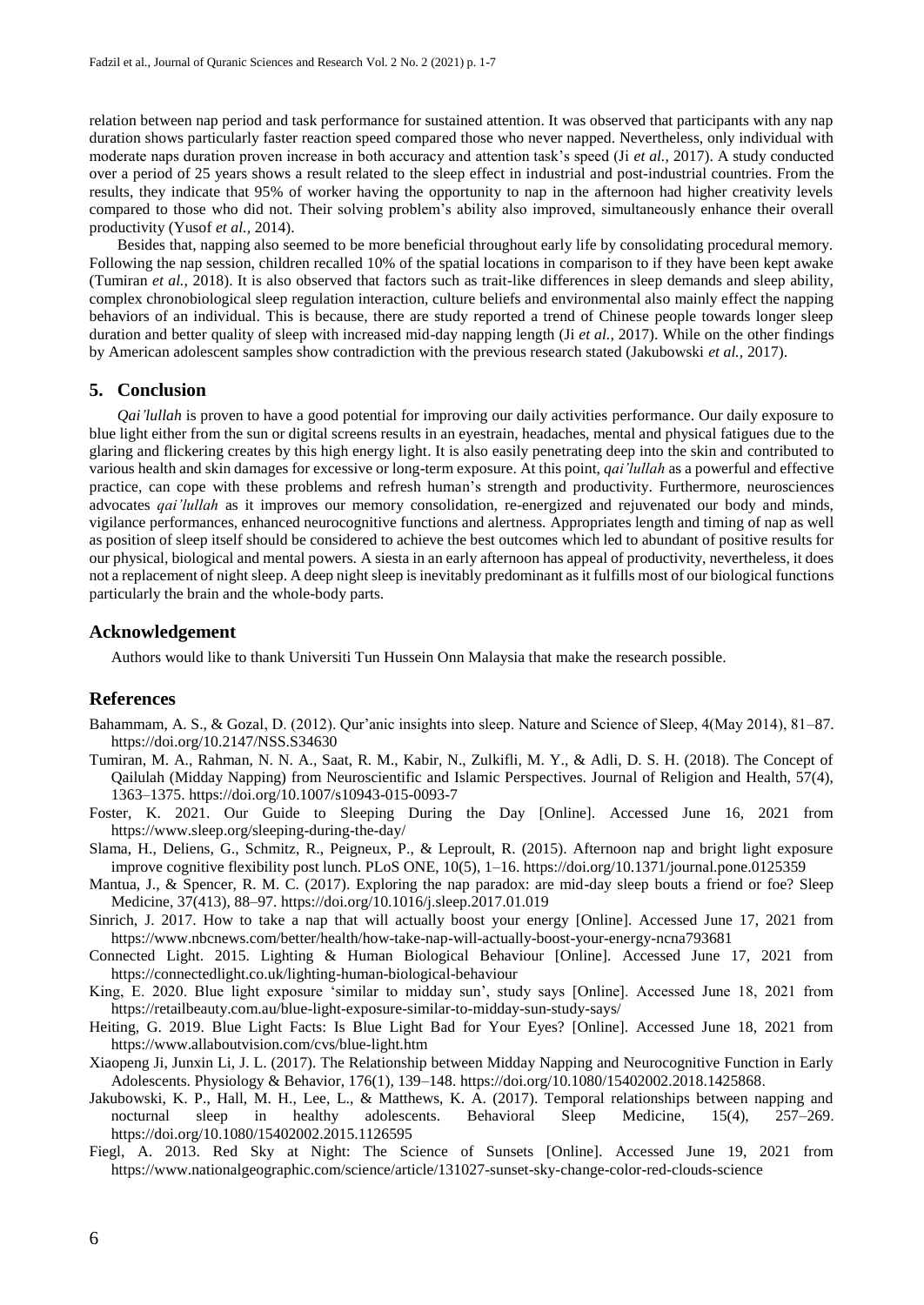relation between nap period and task performance for sustained attention. It was observed that participants with any nap duration shows particularly faster reaction speed compared those who never napped. Nevertheless, only individual with moderate naps duration proven increase in both accuracy and attention task's speed (Ji *et al.*, 2017). A study conducted over a period of 25 years shows a result related to the sleep effect in industrial and post-industrial countries. From the results, they indicate that 95% of worker having the opportunity to nap in the afternoon had higher creativity levels compared to those who did not. Their solving problem's ability also improved, simultaneously enhance their overall productivity (Yusof *et al.*, 2014).

Besides that, napping also seemed to be more beneficial throughout early life by consolidating procedural memory. Following the nap session, children recalled 10% of the spatial locations in comparison to if they have been kept awake (Tumiran *et al.*, 2018). It is also observed that factors such as trait-like differences in sleep demands and sleep ability, complex chronobiological sleep regulation interaction, culture beliefs and environmental also mainly effect the napping behaviors of an individual. This is because, there are study reported a trend of Chinese people towards longer sleep duration and better quality of sleep with increased mid-day napping length (Ji *et al.*, 2017). While on the other findings by American adolescent samples show contradiction with the previous research stated (Jakubowski *et al.*, 2017).

## 5. Conclusion

*Qai'lullah* is proven to have a good potential for improving our daily activities performance. Our daily exposure to blue light either from the sun or digital screens results in an eyestrain, headaches, mental and physical fatigues due to the glaring and flickering creates by this high energy light. It is also easily penetrating deep into the skin and contributed to various health and skin damages for excessive or long-term exposure. At this point, *qai'lullah* as a powerful and effective practice, can cope with these problems and refresh human's strength and productivity. Furthermore, neurosciences advocates *qai'lullah* as it improves our memory consolidation, re-energized and rejuvenated our body and minds, vigilance performances, enhanced neurocognitive functions and alertness. Appropriates length and timing of nap as well as position of sleep itself should be considered to achieve the best outcomes which led to abundant of positive results for our physical, biological and mental powers. A siesta in an early afternoon has appeal of productivity, nevertheless, it does not a replacement of night sleep. A deep night sleep is inevitably predominant as it fulfills most of our biological functions particularly the brain and the whole-body parts.

## Acknowledgement

Authors would like to thank Universiti Tun Hussein Onn Malaysia that make the research possible.

## References

Bahammam, A. S., & Gozal, D. (2012). Qur'anic insights into sleep. Nature and Science of Sleep, 4(May 2014), 81–87. https://doi.org/10.2147/NSS.S34630

Tumiran, M. A., Rahman, N. N. A., Saat, R. M., Kabir, N., Zulkifli, M. Y., & Adli, D. S. H. (2018). The Concept of Qailulah (Midday Napping) from Neuroscientific and Islamic Perspectives. Journal of Religion and Health, 57(4), 1363–1375. https://doi.org/10.1007/s10943-015-0093-7

Foster, K. 2021. Our Guide to Sleeping During the Day [Online]. Accessed June 16, 2021 from https://www.sleep.org/sleeping-during-the-day/

Slama, H., Deliens, G., Schmitz, R., Peigneux, P., & Leproult, R. (2015). Afternoon nap and bright light exposure improve cognitive flexibility post lunch. PLoS ONE, 10(5), 1–16. https://doi.org/10.1371/journal.pone.0125359

Mantua, J., & Spencer, R. M. C. (2017). Exploring the nap paradox: are mid-day sleep bouts a friend or foe? Sleep Medicine, 37(413), 88–97. https://doi.org/10.1016/j.sleep.2017.01.019

Sinrich, J. 2017. How to take a nap that will actually boost your energy [Online]. Accessed June 17, 2021 from https://www.nbcnews.com/better/health/how-take-nap-will-actually-boost-your-energy-ncna793681

Connected Light. 2015. Lighting & Human Biological Behaviour [Online]. Accessed June 17, 2021 from https://connectedlight.co.uk/lighting-human-biological-behaviour

King, E. 2020. Blue light exposure 'similar to midday sun', study says [Online]. Accessed June 18, 2021 from https://retailbeauty.com.au/blue-light-exposure-similar-to-midday-sun-study-says/

Heiting, G. 2019. Blue Light Facts: Is Blue Light Bad for Your Eyes? [Online]. Accessed June 18, 2021 from https://www.allaboutvision.com/cvs/blue-light.htm

Xiaopeng Ji, Junxin Li, J. L. (2017). The Relationship between Midday Napping and Neurocognitive Function in Early Adolescents. Physiology & Behavior, 176(1), 139–148. https://doi.org/10.1080/15402002.2018.1425868.

Jakubowski, K. P., Hall, M. H., Lee, L., & Matthews, K. A. (2017). Temporal relationships between napping and nocturnal sleep in healthy adolescents. Behavioral Sleep Medicine, 15(4), 257–269. https://doi.org/10.1080/15402002.2015.1126595

Fiegl, A. 2013. Red Sky at Night: The Science of Sunsets [Online]. Accessed June 19, 2021 from https://www.nationalgeographic.com/science/article/131027-sunset-sky-change-color-red-clouds-science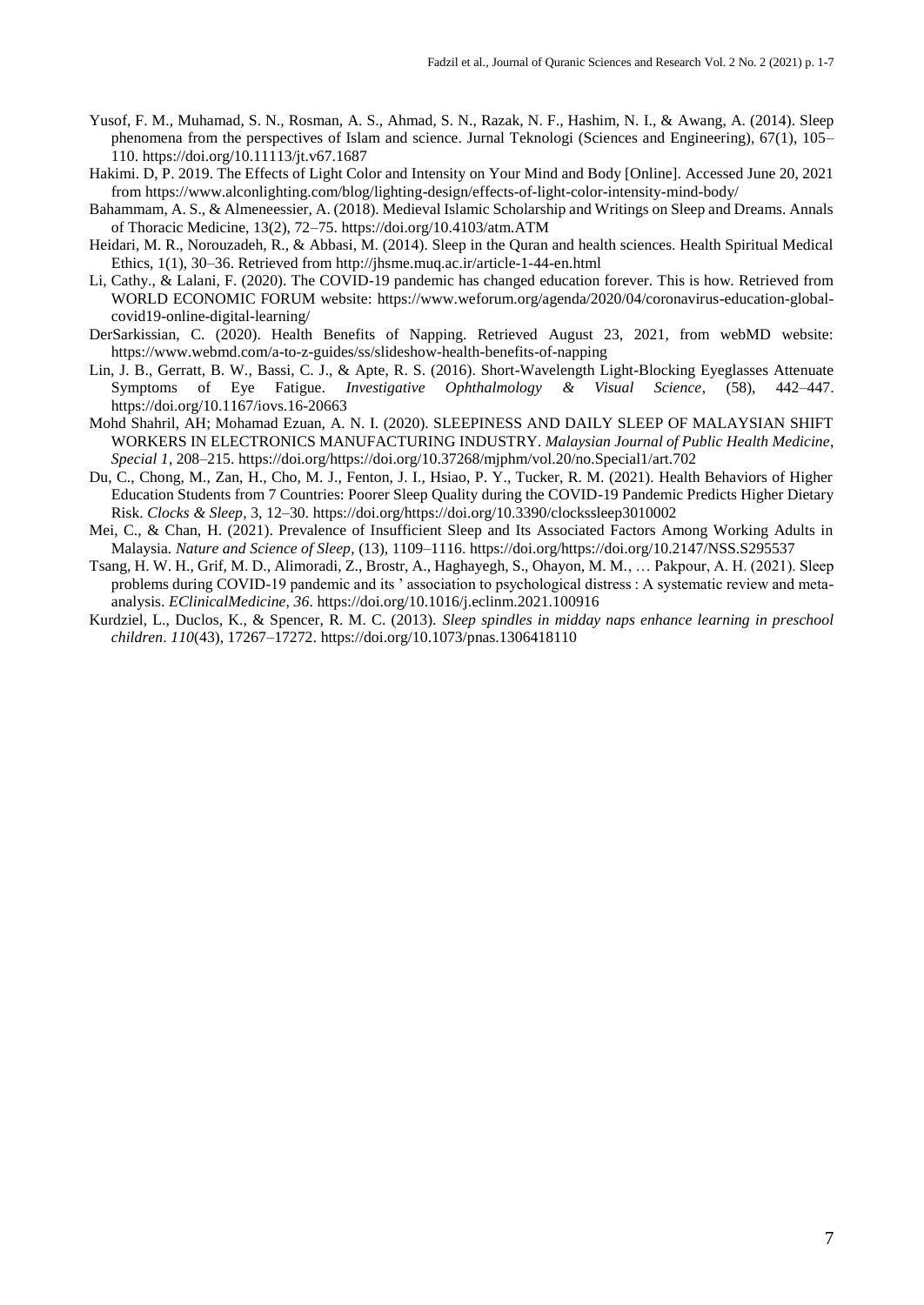Yusof, F. M., Muhamad, S. N., Rosman, A. S., Ahmad, S. N., Razak, N. F., Hashim, N. I., & Awang, A. (2014). Sleep phenomena from the perspectives of Islam and science. Jurnal Teknologi (Sciences and Engineering), 67(1), 105–110. https://doi.org/10.11113/jt.v67.1687

Hakimi. D, P. 2019. The Effects of Light Color and Intensity on Your Mind and Body [Online]. Accessed June 20, 2021 from https://www.alconlighting.com/blog/lighting-design/effects-of-light-color-intensity-mind-body/

Bahammam, A. S., & Almeneessier, A. (2018). Medieval Islamic Scholarship and Writings on Sleep and Dreams. Annals of Thoracic Medicine, 13(2), 72–75. https://doi.org/10.4103/atm.ATM

Heidari, M. R., Norouzadeh, R., & Abbasi, M. (2014). Sleep in the Quran and health sciences. Health Spiritual Medical Ethics, 1(1), 30–36. Retrieved from http://jhsme.muq.ac.ir/article-1-44-en.html

Li, Cathy., & Lalani, F. (2020). The COVID-19 pandemic has changed education forever. This is how. Retrieved from WORLD ECONOMIC FORUM website: https://www.weforum.org/agenda/2020/04/coronavirus-education-global-covid19-online-digital-learning/

DerSarkissian, C. (2020). Health Benefits of Napping. Retrieved August 23, 2021, from webMD website: https://www.webmd.com/a-to-z-guides/ss/slideshow-health-benefits-of-napping

Lin, J. B., Gerratt, B. W., Bassi, C. J., & Apte, R. S. (2016). Short-Wavelength Light-Blocking Eyeglasses Attenuate Symptoms of Eye Fatigue. *Investigative Ophthalmology & Visual Science*, (58), 442–447. https://doi.org/10.1167/iovs.16-20663

Mohd Shahril, AH; Mohamad Ezuan, A. N. I. (2020). SLEEPINESS AND DAILY SLEEP OF MALAYSIAN SHIFT WORKERS IN ELECTRONICS MANUFACTURING INDUSTRY. *Malaysian Journal of Public Health Medicine*, *Special 1*, 208–215. https://doi.org/https://doi.org/10.37268/mjphm/vol.20/no.Special1/art.702

Du, C., Chong, M., Zan, H., Cho, M. J., Fenton, J. I., Hsiao, P. Y., Tucker, R. M. (2021). Health Behaviors of Higher Education Students from 7 Countries: Poorer Sleep Quality during the COVID-19 Pandemic Predicts Higher Dietary Risk. *Clocks & Sleep*, 3, 12–30. https://doi.org/https://doi.org/10.3390/clockssleep3010002

Mei, C., & Chan, H. (2021). Prevalence of Insufficient Sleep and Its Associated Factors Among Working Adults in Malaysia. *Nature and Science of Sleep*, (13), 1109–1116. https://doi.org/https://doi.org/10.2147/NSS.S295537

Tsang, H. W. H., Grif, M. D., Alimoradi, Z., Brostr, A., Haghayegh, S., Ohayon, M. M., … Pakpour, A. H. (2021). Sleep problems during COVID-19 pandemic and its ' association to psychological distress : A systematic review and meta-analysis. *EClinicalMedicine*, *36*. https://doi.org/10.1016/j.eclinm.2021.100916

Kurdziel, L., Duclos, K., & Spencer, R. M. C. (2013). *Sleep spindles in midday naps enhance learning in preschool children*. *110*(43), 17267–17272. https://doi.org/10.1073/pnas.1306418110